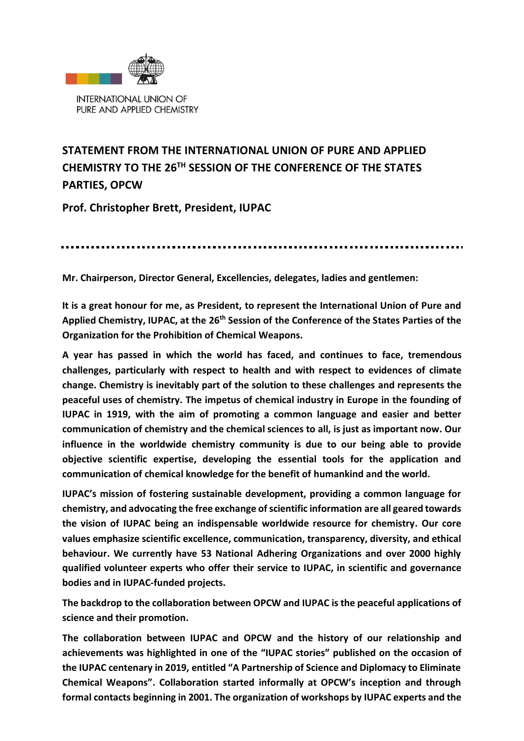INTERNATIONAL UNION OF
PURE AND APPLIED CHEMISTRY

# STATEMENT FROM THE INTERNATIONAL UNION OF PURE AND APPLIED CHEMISTRY TO THE 26TH SESSION OF THE CONFERENCE OF THE STATES PARTIES, OPCW

## Prof. Christopher Brett, President, IUPAC

---

**Mr. Chairperson, Director General, Excellencies, delegates, ladies and gentlemen:**

**It is a great honour for me, as President, to represent the International Union of Pure and Applied Chemistry, IUPAC, at the 26th Session of the Conference of the States Parties of the Organization for the Prohibition of Chemical Weapons.**

**A year has passed in which the world has faced, and continues to face, tremendous challenges, particularly with respect to health and with respect to evidences of climate change. Chemistry is inevitably part of the solution to these challenges and represents the peaceful uses of chemistry. The impetus of chemical industry in Europe in the founding of IUPAC in 1919, with the aim of promoting a common language and easier and better communication of chemistry and the chemical sciences to all, is just as important now. Our influence in the worldwide chemistry community is due to our being able to provide objective scientific expertise, developing the essential tools for the application and communication of chemical knowledge for the benefit of humankind and the world.**

**IUPAC's mission of fostering sustainable development, providing a common language for chemistry, and advocating the free exchange of scientific information are all geared towards the vision of IUPAC being an indispensable worldwide resource for chemistry. Our core values emphasize scientific excellence, communication, transparency, diversity, and ethical behaviour. We currently have 53 National Adhering Organizations and over 2000 highly qualified volunteer experts who offer their service to IUPAC, in scientific and governance bodies and in IUPAC-funded projects.**

**The backdrop to the collaboration between OPCW and IUPAC is the peaceful applications of science and their promotion.**

**The collaboration between IUPAC and OPCW and the history of our relationship and achievements was highlighted in one of the "IUPAC stories" published on the occasion of the IUPAC centenary in 2019, entitled "A Partnership of Science and Diplomacy to Eliminate Chemical Weapons". Collaboration started informally at OPCW's inception and through formal contacts beginning in 2001. The organization of workshops by IUPAC experts and the**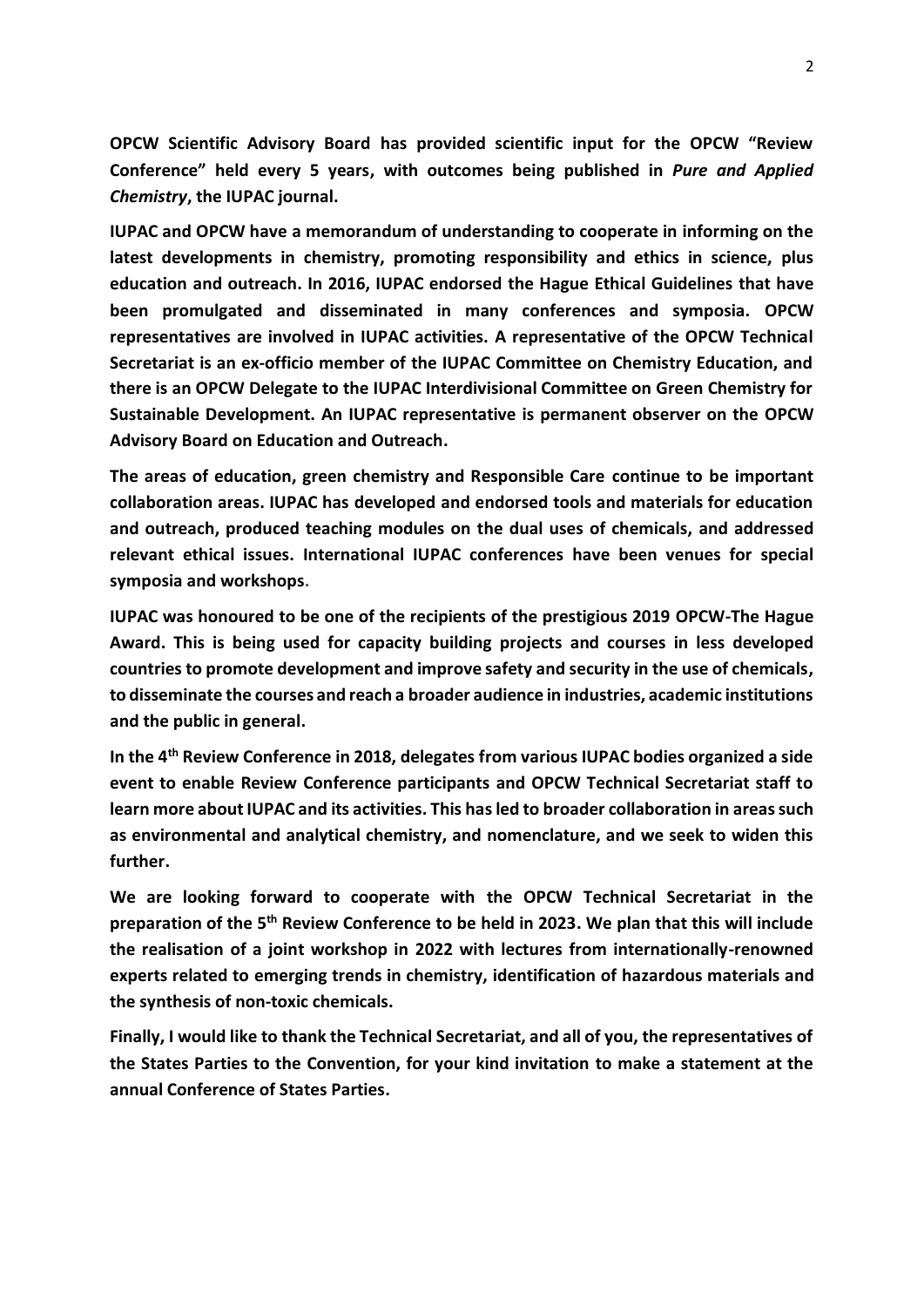**OPCW Scientific Advisory Board has provided scientific input for the OPCW "Review Conference" held every 5 years, with outcomes being published in *Pure and Applied Chemistry*, the IUPAC journal.**

**IUPAC and OPCW have a memorandum of understanding to cooperate in informing on the latest developments in chemistry, promoting responsibility and ethics in science, plus education and outreach. In 2016, IUPAC endorsed the Hague Ethical Guidelines that have been promulgated and disseminated in many conferences and symposia. OPCW representatives are involved in IUPAC activities. A representative of the OPCW Technical Secretariat is an ex-officio member of the IUPAC Committee on Chemistry Education, and there is an OPCW Delegate to the IUPAC Interdivisional Committee on Green Chemistry for Sustainable Development. An IUPAC representative is permanent observer on the OPCW Advisory Board on Education and Outreach.**

**The areas of education, green chemistry and Responsible Care continue to be important collaboration areas. IUPAC has developed and endorsed tools and materials for education and outreach, produced teaching modules on the dual uses of chemicals, and addressed relevant ethical issues. International IUPAC conferences have been venues for special symposia and workshops.**

**IUPAC was honoured to be one of the recipients of the prestigious 2019 OPCW-The Hague Award. This is being used for capacity building projects and courses in less developed countries to promote development and improve safety and security in the use of chemicals, to disseminate the courses and reach a broader audience in industries, academic institutions and the public in general.**

**In the 4th Review Conference in 2018, delegates from various IUPAC bodies organized a side event to enable Review Conference participants and OPCW Technical Secretariat staff to learn more about IUPAC and its activities. This has led to broader collaboration in areas such as environmental and analytical chemistry, and nomenclature, and we seek to widen this further.**

**We are looking forward to cooperate with the OPCW Technical Secretariat in the preparation of the 5th Review Conference to be held in 2023. We plan that this will include the realisation of a joint workshop in 2022 with lectures from internationally-renowned experts related to emerging trends in chemistry, identification of hazardous materials and the synthesis of non-toxic chemicals.**

**Finally, I would like to thank the Technical Secretariat, and all of you, the representatives of the States Parties to the Convention, for your kind invitation to make a statement at the annual Conference of States Parties.**